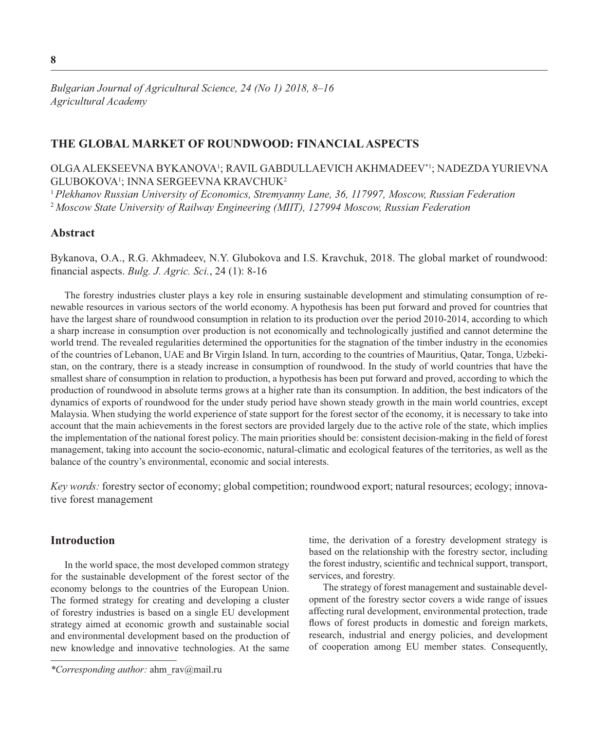# THE GLOBAL MARKET OF ROUNDWOOD: FINANCIAL ASPECTS

OLGA ALEKSEEVNA BYKANOVA[1]; RAVIL GABDULLAEVICH AKHMADEEV[*1]; NADEZDA YURIEVNA GLUBOKOVA[1]; INNA SERGEEVNA KRAVCHUK[2]

[1] *Plekhanov Russian University of Economics, Stremyanny Lane, 36, 117997, Moscow, Russian Federation*
[2] *Moscow State University of Railway Engineering (MIIT), 127994 Moscow, Russian Federation*

## Abstract

Bykanova, O.A., R.G. Akhmadeev, N.Y. Glubokova and I.S. Kravchuk, 2018. The global market of roundwood: financial aspects. *Bulg. J. Agric. Sci.*, 24 (1): 8-16

The forestry industries cluster plays a key role in ensuring sustainable development and stimulating consumption of renewable resources in various sectors of the world economy. A hypothesis has been put forward and proved for countries that have the largest share of roundwood consumption in relation to its production over the period 2010-2014, according to which a sharp increase in consumption over production is not economically and technologically justified and cannot determine the world trend. The revealed regularities determined the opportunities for the stagnation of the timber industry in the economies of the countries of Lebanon, UAE and Br Virgin Island. In turn, according to the countries of Mauritius, Qatar, Tonga, Uzbekistan, on the contrary, there is a steady increase in consumption of roundwood. In the study of world countries that have the smallest share of consumption in relation to production, a hypothesis has been put forward and proved, according to which the production of roundwood in absolute terms grows at a higher rate than its consumption. In addition, the best indicators of the dynamics of exports of roundwood for the under study period have shown steady growth in the main world countries, except Malaysia. When studying the world experience of state support for the forest sector of the economy, it is necessary to take into account that the main achievements in the forest sectors are provided largely due to the active role of the state, which implies the implementation of the national forest policy. The main priorities should be: consistent decision-making in the field of forest management, taking into account the socio-economic, natural-climatic and ecological features of the territories, as well as the balance of the country's environmental, economic and social interests.

*Key words:* forestry sector of economy; global competition; roundwood export; natural resources; ecology; innovative forest management

## Introduction

In the world space, the most developed common strategy for the sustainable development of the forest sector of the economy belongs to the countries of the European Union. The formed strategy for creating and developing a cluster of forestry industries is based on a single EU development strategy aimed at economic growth and sustainable social and environmental development based on the production of new knowledge and innovative technologies. At the same time, the derivation of a forestry development strategy is based on the relationship with the forestry sector, including the forest industry, scientific and technical support, transport, services, and forestry.

The strategy of forest management and sustainable development of the forestry sector covers a wide range of issues affecting rural development, environmental protection, trade flows of forest products in domestic and foreign markets, research, industrial and energy policies, and development of cooperation among EU member states. Consequently,

*\*Corresponding author:* ahm_rav@mail.ru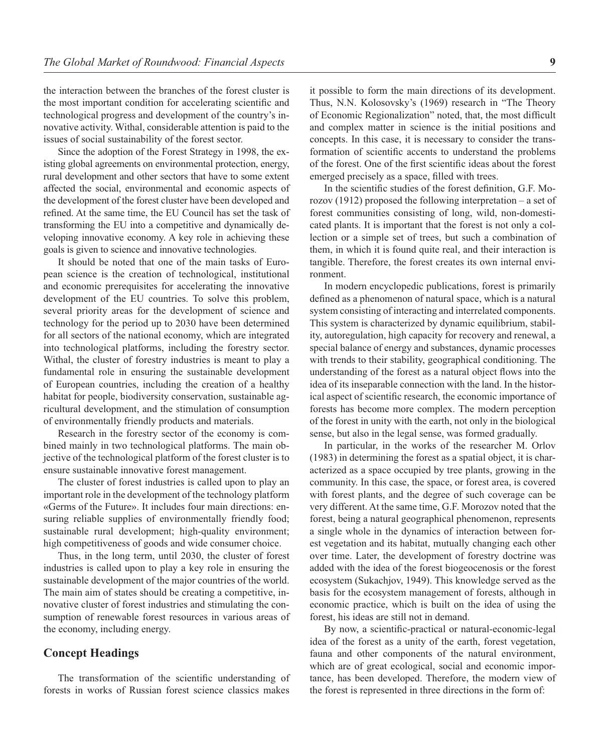the interaction between the branches of the forest cluster is the most important condition for accelerating scientific and technological progress and development of the country's innovative activity. Withal, considerable attention is paid to the issues of social sustainability of the forest sector.

Since the adoption of the Forest Strategy in 1998, the existing global agreements on environmental protection, energy, rural development and other sectors that have to some extent affected the social, environmental and economic aspects of the development of the forest cluster have been developed and refined. At the same time, the EU Council has set the task of transforming the EU into a competitive and dynamically developing innovative economy. A key role in achieving these goals is given to science and innovative technologies.

It should be noted that one of the main tasks of European science is the creation of technological, institutional and economic prerequisites for accelerating the innovative development of the EU countries. To solve this problem, several priority areas for the development of science and technology for the period up to 2030 have been determined for all sectors of the national economy, which are integrated into technological platforms, including the forestry sector. Withal, the cluster of forestry industries is meant to play a fundamental role in ensuring the sustainable development of European countries, including the creation of a healthy habitat for people, biodiversity conservation, sustainable agricultural development, and the stimulation of consumption of environmentally friendly products and materials.

Research in the forestry sector of the economy is combined mainly in two technological platforms. The main objective of the technological platform of the forest cluster is to ensure sustainable innovative forest management.

The cluster of forest industries is called upon to play an important role in the development of the technology platform «Germs of the Future». It includes four main directions: ensuring reliable supplies of environmentally friendly food; sustainable rural development; high-quality environment; high competitiveness of goods and wide consumer choice.

Thus, in the long term, until 2030, the cluster of forest industries is called upon to play a key role in ensuring the sustainable development of the major countries of the world. The main aim of states should be creating a competitive, innovative cluster of forest industries and stimulating the consumption of renewable forest resources in various areas of the economy, including energy.

## Concept Headings

The transformation of the scientific understanding of forests in works of Russian forest science classics makes it possible to form the main directions of its development. Thus, N.N. Kolosovsky's (1969) research in "The Theory of Economic Regionalization" noted, that, the most difficult and complex matter in science is the initial positions and concepts. In this case, it is necessary to consider the transformation of scientific accents to understand the problems of the forest. One of the first scientific ideas about the forest emerged precisely as a space, filled with trees.

In the scientific studies of the forest definition, G.F. Morozov (1912) proposed the following interpretation – a set of forest communities consisting of long, wild, non-domesticated plants. It is important that the forest is not only a collection or a simple set of trees, but such a combination of them, in which it is found quite real, and their interaction is tangible. Therefore, the forest creates its own internal environment.

In modern encyclopedic publications, forest is primarily defined as a phenomenon of natural space, which is a natural system consisting of interacting and interrelated components. This system is characterized by dynamic equilibrium, stability, autoregulation, high capacity for recovery and renewal, a special balance of energy and substances, dynamic processes with trends to their stability, geographical conditioning. The understanding of the forest as a natural object flows into the idea of its inseparable connection with the land. In the historical aspect of scientific research, the economic importance of forests has become more complex. The modern perception of the forest in unity with the earth, not only in the biological sense, but also in the legal sense, was formed gradually.

In particular, in the works of the researcher M. Orlov (1983) in determining the forest as a spatial object, it is characterized as a space occupied by tree plants, growing in the community. In this case, the space, or forest area, is covered with forest plants, and the degree of such coverage can be very different. At the same time, G.F. Morozov noted that the forest, being a natural geographical phenomenon, represents a single whole in the dynamics of interaction between forest vegetation and its habitat, mutually changing each other over time. Later, the development of forestry doctrine was added with the idea of the forest biogeocenosis or the forest ecosystem (Sukachjov, 1949). This knowledge served as the basis for the ecosystem management of forests, although in economic practice, which is built on the idea of using the forest, his ideas are still not in demand.

By now, a scientific-practical or natural-economic-legal idea of the forest as a unity of the earth, forest vegetation, fauna and other components of the natural environment, which are of great ecological, social and economic importance, has been developed. Therefore, the modern view of the forest is represented in three directions in the form of: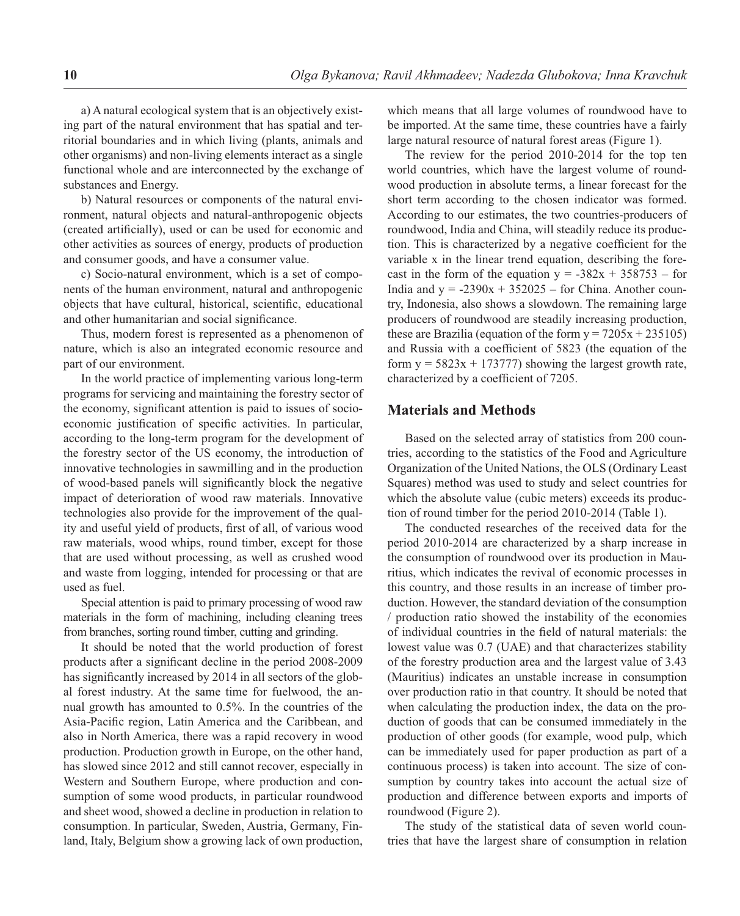a) A natural ecological system that is an objectively existing part of the natural environment that has spatial and territorial boundaries and in which living (plants, animals and other organisms) and non-living elements interact as a single functional whole and are interconnected by the exchange of substances and Energy.

b) Natural resources or components of the natural environment, natural objects and natural-anthropogenic objects (created artificially), used or can be used for economic and other activities as sources of energy, products of production and consumer goods, and have a consumer value.

c) Socio-natural environment, which is a set of components of the human environment, natural and anthropogenic objects that have cultural, historical, scientific, educational and other humanitarian and social significance.

Thus, modern forest is represented as a phenomenon of nature, which is also an integrated economic resource and part of our environment.

In the world practice of implementing various long-term programs for servicing and maintaining the forestry sector of the economy, significant attention is paid to issues of socio-economic justification of specific activities. In particular, according to the long-term program for the development of the forestry sector of the US economy, the introduction of innovative technologies in sawmilling and in the production of wood-based panels will significantly block the negative impact of deterioration of wood raw materials. Innovative technologies also provide for the improvement of the quality and useful yield of products, first of all, of various wood raw materials, wood whips, round timber, except for those that are used without processing, as well as crushed wood and waste from logging, intended for processing or that are used as fuel.

Special attention is paid to primary processing of wood raw materials in the form of machining, including cleaning trees from branches, sorting round timber, cutting and grinding.

It should be noted that the world production of forest products after a significant decline in the period 2008-2009 has significantly increased by 2014 in all sectors of the global forest industry. At the same time for fuelwood, the annual growth has amounted to 0.5%. In the countries of the Asia-Pacific region, Latin America and the Caribbean, and also in North America, there was a rapid recovery in wood production. Production growth in Europe, on the other hand, has slowed since 2012 and still cannot recover, especially in Western and Southern Europe, where production and consumption of some wood products, in particular roundwood and sheet wood, showed a decline in production in relation to consumption. In particular, Sweden, Austria, Germany, Finland, Italy, Belgium show a growing lack of own production, which means that all large volumes of roundwood have to be imported. At the same time, these countries have a fairly large natural resource of natural forest areas (Figure 1).

The review for the period 2010-2014 for the top ten world countries, which have the largest volume of roundwood production in absolute terms, a linear forecast for the short term according to the chosen indicator was formed. According to our estimates, the two countries-producers of roundwood, India and China, will steadily reduce its production. This is characterized by a negative coefficient for the variable x in the linear trend equation, describing the forecast in the form of the equation $y = -382x + 358753$ – for India and $y = -2390x + 352025$ – for China. Another country, Indonesia, also shows a slowdown. The remaining large producers of roundwood are steadily increasing production, these are Brazilia (equation of the form $y = 7205x + 235105$) and Russia with a coefficient of 5823 (the equation of the form $y = 5823x + 173777$) showing the largest growth rate, characterized by a coefficient of 7205.

## Materials and Methods

Based on the selected array of statistics from 200 countries, according to the statistics of the Food and Agriculture Organization of the United Nations, the OLS (Ordinary Least Squares) method was used to study and select countries for which the absolute value (cubic meters) exceeds its production of round timber for the period 2010-2014 (Table 1).

The conducted researches of the received data for the period 2010-2014 are characterized by a sharp increase in the consumption of roundwood over its production in Mauritius, which indicates the revival of economic processes in this country, and those results in an increase of timber production. However, the standard deviation of the consumption / production ratio showed the instability of the economies of individual countries in the field of natural materials: the lowest value was 0.7 (UAE) and that characterizes stability of the forestry production area and the largest value of 3.43 (Mauritius) indicates an unstable increase in consumption over production ratio in that country. It should be noted that when calculating the production index, the data on the production of goods that can be consumed immediately in the production of other goods (for example, wood pulp, which can be immediately used for paper production as part of a continuous process) is taken into account. The size of consumption by country takes into account the actual size of production and difference between exports and imports of roundwood (Figure 2).

The study of the statistical data of seven world countries that have the largest share of consumption in relation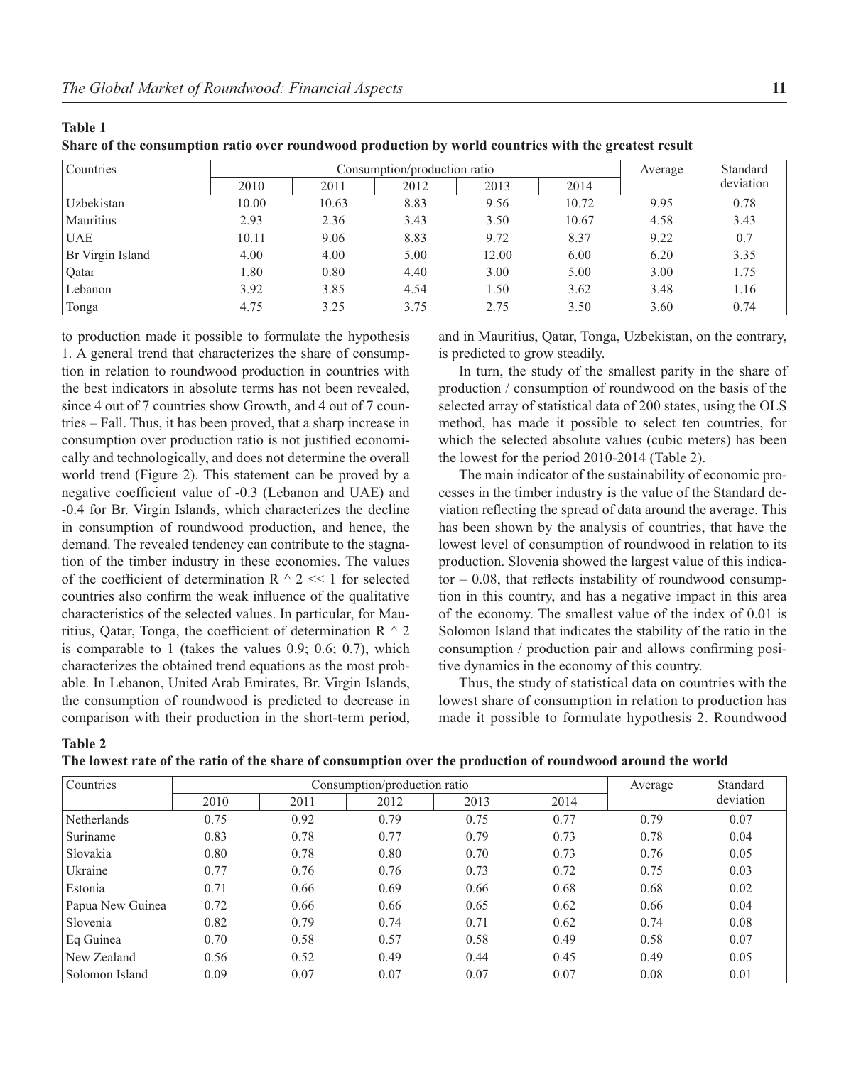**Table 1**
**Share of the consumption ratio over roundwood production by world countries with the greatest result**

| Countries | Consumption/production ratio | | | | | Average | Standard deviation |
|---|---|---|---|---|---|---|---|
| | 2010 | 2011 | 2012 | 2013 | 2014 | | |
| Uzbekistan | 10.00 | 10.63 | 8.83 | 9.56 | 10.72 | 9.95 | 0.78 |
| Mauritius | 2.93 | 2.36 | 3.43 | 3.50 | 10.67 | 4.58 | 3.43 |
| UAE | 10.11 | 9.06 | 8.83 | 9.72 | 8.37 | 9.22 | 0.7 |
| Br Virgin Island | 4.00 | 4.00 | 5.00 | 12.00 | 6.00 | 6.20 | 3.35 |
| Qatar | 1.80 | 0.80 | 4.40 | 3.00 | 5.00 | 3.00 | 1.75 |
| Lebanon | 3.92 | 3.85 | 4.54 | 1.50 | 3.62 | 3.48 | 1.16 |
| Tonga | 4.75 | 3.25 | 3.75 | 2.75 | 3.50 | 3.60 | 0.74 |

to production made it possible to formulate the hypothesis 1. A general trend that characterizes the share of consumption in relation to roundwood production in countries with the best indicators in absolute terms has not been revealed, since 4 out of 7 countries show Growth, and 4 out of 7 countries – Fall. Thus, it has been proved, that a sharp increase in consumption over production ratio is not justified economically and technologically, and does not determine the overall world trend (Figure 2). This statement can be proved by a negative coefficient value of -0.3 (Lebanon and UAE) and -0.4 for Br. Virgin Islands, which characterizes the decline in consumption of roundwood production, and hence, the demand. The revealed tendency can contribute to the stagnation of the timber industry in these economies. The values of the coefficient of determination R ^ 2 << 1 for selected countries also confirm the weak influence of the qualitative characteristics of the selected values. In particular, for Mauritius, Qatar, Tonga, the coefficient of determination R ^ 2 is comparable to 1 (takes the values 0.9; 0.6; 0.7), which characterizes the obtained trend equations as the most probable. In Lebanon, United Arab Emirates, Br. Virgin Islands, the consumption of roundwood is predicted to decrease in comparison with their production in the short-term period, and in Mauritius, Qatar, Tonga, Uzbekistan, on the contrary, is predicted to grow steadily.

In turn, the study of the smallest parity in the share of production / consumption of roundwood on the basis of the selected array of statistical data of 200 states, using the OLS method, has made it possible to select ten countries, for which the selected absolute values (cubic meters) has been the lowest for the period 2010-2014 (Table 2).

The main indicator of the sustainability of economic processes in the timber industry is the value of the Standard deviation reflecting the spread of data around the average. This has been shown by the analysis of countries, that have the lowest level of consumption of roundwood in relation to its production. Slovenia showed the largest value of this indicator – 0.08, that reflects instability of roundwood consumption in this country, and has a negative impact in this area of the economy. The smallest value of the index of 0.01 is Solomon Island that indicates the stability of the ratio in the consumption / production pair and allows confirming positive dynamics in the economy of this country.

Thus, the study of statistical data on countries with the lowest share of consumption in relation to production has made it possible to formulate hypothesis 2. Roundwood

**Table 2**
**The lowest rate of the ratio of the share of consumption over the production of roundwood around the world**

| Countries | Consumption/production ratio | | | | | Average | Standard deviation |
|---|---|---|---|---|---|---|---|
| | 2010 | 2011 | 2012 | 2013 | 2014 | | |
| Netherlands | 0.75 | 0.92 | 0.79 | 0.75 | 0.77 | 0.79 | 0.07 |
| Suriname | 0.83 | 0.78 | 0.77 | 0.79 | 0.73 | 0.78 | 0.04 |
| Slovakia | 0.80 | 0.78 | 0.80 | 0.70 | 0.73 | 0.76 | 0.05 |
| Ukraine | 0.77 | 0.76 | 0.76 | 0.73 | 0.72 | 0.75 | 0.03 |
| Estonia | 0.71 | 0.66 | 0.69 | 0.66 | 0.68 | 0.68 | 0.02 |
| Papua New Guinea | 0.72 | 0.66 | 0.66 | 0.65 | 0.62 | 0.66 | 0.04 |
| Slovenia | 0.82 | 0.79 | 0.74 | 0.71 | 0.62 | 0.74 | 0.08 |
| Eq Guinea | 0.70 | 0.58 | 0.57 | 0.58 | 0.49 | 0.58 | 0.07 |
| New Zealand | 0.56 | 0.52 | 0.49 | 0.44 | 0.45 | 0.49 | 0.05 |
| Solomon Island | 0.09 | 0.07 | 0.07 | 0.07 | 0.07 | 0.08 | 0.01 |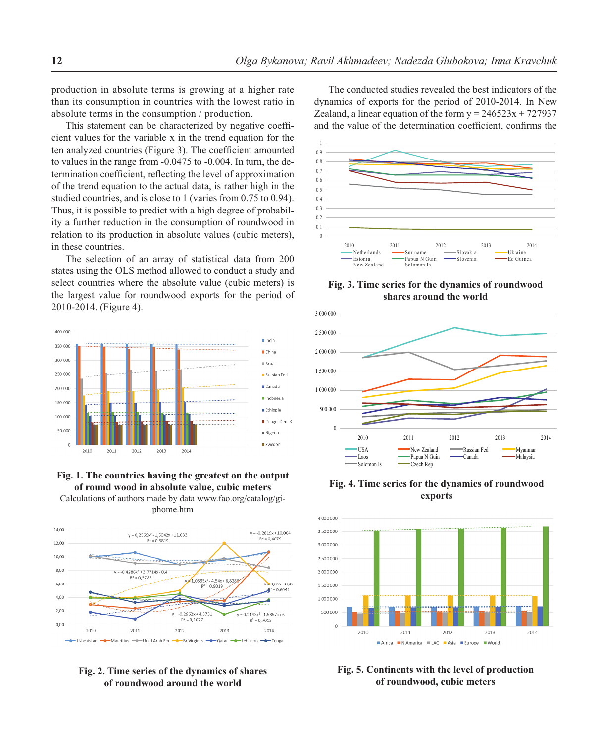production in absolute terms is growing at a higher rate than its consumption in countries with the lowest ratio in absolute terms in the consumption / production.

This statement can be characterized by negative coefficient values for the variable x in the trend equation for the ten analyzed countries (Figure 3). The coefficient amounted to values in the range from -0.0475 to -0.004. In turn, the determination coefficient, reflecting the level of approximation of the trend equation to the actual data, is rather high in the studied countries, and is close to 1 (varies from 0.75 to 0.94). Thus, it is possible to predict with a high degree of probability a further reduction in the consumption of roundwood in relation to its production in absolute values (cubic meters), in these countries.

The selection of an array of statistical data from 200 states using the OLS method allowed to conduct a study and select countries where the absolute value (cubic meters) is the largest value for roundwood exports for the period of 2010-2014. (Figure 4).

**Fig. 1. The countries having the greatest on the output of round wood in absolute value, cubic meters**

Calculations of authors made by data www.fao.org/catalog/giphome.htm

**Fig. 2. Time series of the dynamics of shares of roundwood around the world**

The conducted studies revealed the best indicators of the dynamics of exports for the period of 2010-2014. In New Zealand, a linear equation of the form y = 246523x + 727937 and the value of the determination coefficient, confirms the

**Fig. 3. Time series for the dynamics of roundwood shares around the world**

**Fig. 4. Time series for the dynamics of roundwood exports**

**Fig. 5. Continents with the level of production of roundwood, cubic meters**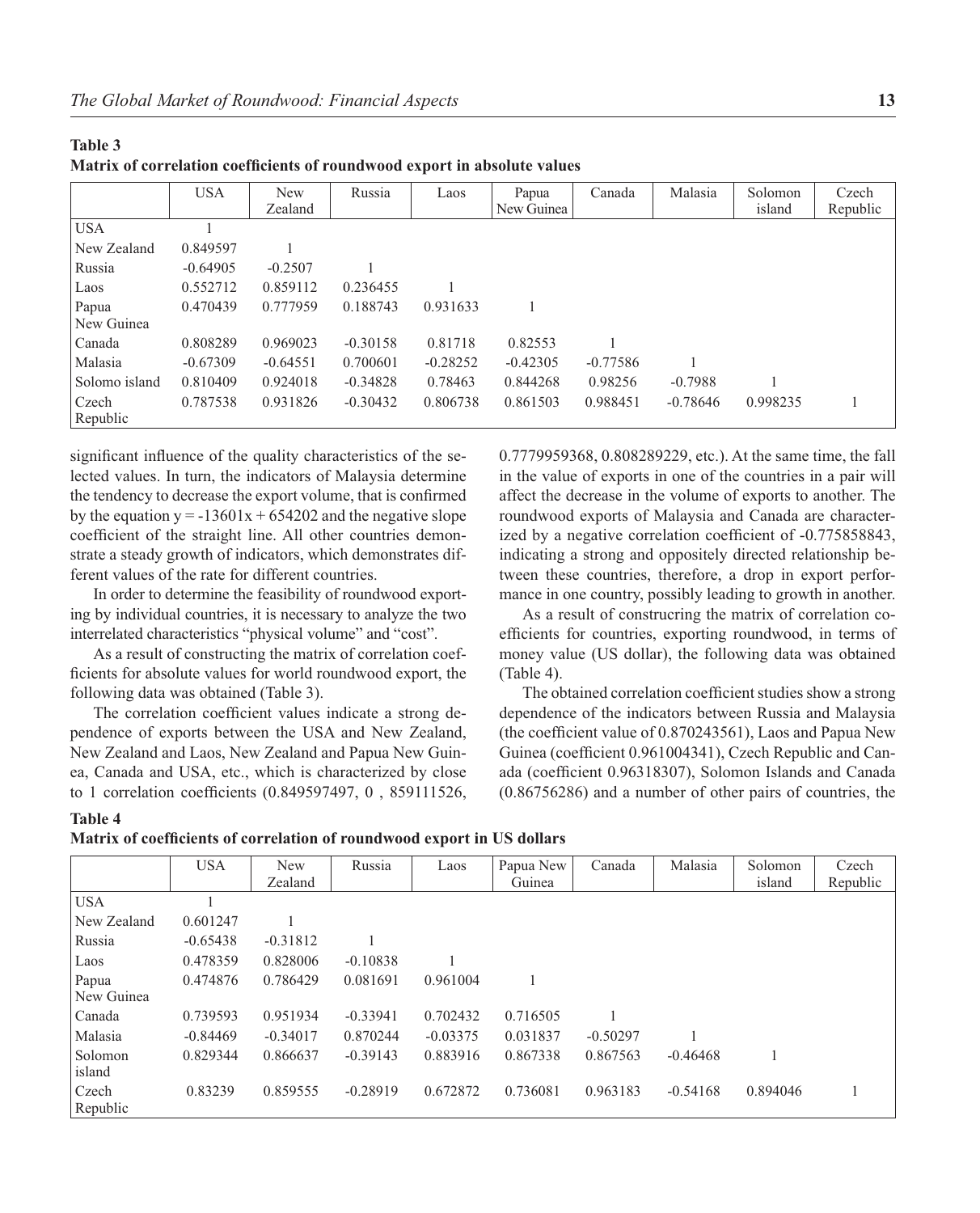**Table 3**
**Matrix of correlation coefficients of roundwood export in absolute values**

| | USA | New Zealand | Russia | Laos | Papua New Guinea | Canada | Malasia | Solomon island | Czech Republic |
|---|---|---|---|---|---|---|---|---|---|
| USA | 1 | | | | | | | | |
| New Zealand | 0.849597 | 1 | | | | | | | |
| Russia | -0.64905 | -0.2507 | 1 | | | | | | |
| Laos | 0.552712 | 0.859112 | 0.236455 | 1 | | | | | |
| Papua New Guinea | 0.470439 | 0.777959 | 0.188743 | 0.931633 | 1 | | | | |
| Canada | 0.808289 | 0.969023 | -0.30158 | 0.81718 | 0.82553 | 1 | | | |
| Malasia | -0.67309 | -0.64551 | 0.700601 | -0.28252 | -0.42305 | -0.77586 | 1 | | |
| Solomo island | 0.810409 | 0.924018 | -0.34828 | 0.78463 | 0.844268 | 0.98256 | -0.7988 | 1 | |
| Czech Republic | 0.787538 | 0.931826 | -0.30432 | 0.806738 | 0.861503 | 0.988451 | -0.78646 | 0.998235 | 1 |

significant influence of the quality characteristics of the selected values. In turn, the indicators of Malaysia determine the tendency to decrease the export volume, that is confirmed by the equation $y = -13601x + 654202$ and the negative slope coefficient of the straight line. All other countries demonstrate a steady growth of indicators, which demonstrates different values of the rate for different countries.

In order to determine the feasibility of roundwood exporting by individual countries, it is necessary to analyze the two interrelated characteristics "physical volume" and "cost".

As a result of constructing the matrix of correlation coefficients for absolute values for world roundwood export, the following data was obtained (Table 3).

The correlation coefficient values indicate a strong dependence of exports between the USA and New Zealand, New Zealand and Laos, New Zealand and Papua New Guinea, Canada and USA, etc., which is characterized by close to 1 correlation coefficients (0.849597497, 0 , 859111526, 0.7779959368, 0.808289229, etc.). At the same time, the fall in the value of exports in one of the countries in a pair will affect the decrease in the volume of exports to another. The roundwood exports of Malaysia and Canada are characterized by a negative correlation coefficient of -0.775858843, indicating a strong and oppositely directed relationship between these countries, therefore, a drop in export performance in one country, possibly leading to growth in another.

As a result of construcring the matrix of correlation coefficients for countries, exporting roundwood, in terms of money value (US dollar), the following data was obtained (Table 4).

The obtained correlation coefficient studies show a strong dependence of the indicators between Russia and Malaysia (the coefficient value of 0.870243561), Laos and Papua New Guinea (coefficient 0.961004341), Czech Republic and Canada (coefficient 0.96318307), Solomon Islands and Canada (0.86756286) and a number of other pairs of countries, the

**Table 4**
**Matrix of coefficients of correlation of roundwood export in US dollars**

| | USA | New Zealand | Russia | Laos | Papua New Guinea | Canada | Malasia | Solomon island | Czech Republic |
|---|---|---|---|---|---|---|---|---|---|
| USA | 1 | | | | | | | | |
| New Zealand | 0.601247 | 1 | | | | | | | |
| Russia | -0.65438 | -0.31812 | 1 | | | | | | |
| Laos | 0.478359 | 0.828006 | -0.10838 | 1 | | | | | |
| Papua New Guinea | 0.474876 | 0.786429 | 0.081691 | 0.961004 | 1 | | | | |
| Canada | 0.739593 | 0.951934 | -0.33941 | 0.702432 | 0.716505 | 1 | | | |
| Malasia | -0.84469 | -0.34017 | 0.870244 | -0.03375 | 0.031837 | -0.50297 | 1 | | |
| Solomon island | 0.829344 | 0.866637 | -0.39143 | 0.883916 | 0.867338 | 0.867563 | -0.46468 | 1 | |
| Czech Republic | 0.83239 | 0.859555 | -0.28919 | 0.672872 | 0.736081 | 0.963183 | -0.54168 | 0.894046 | 1 |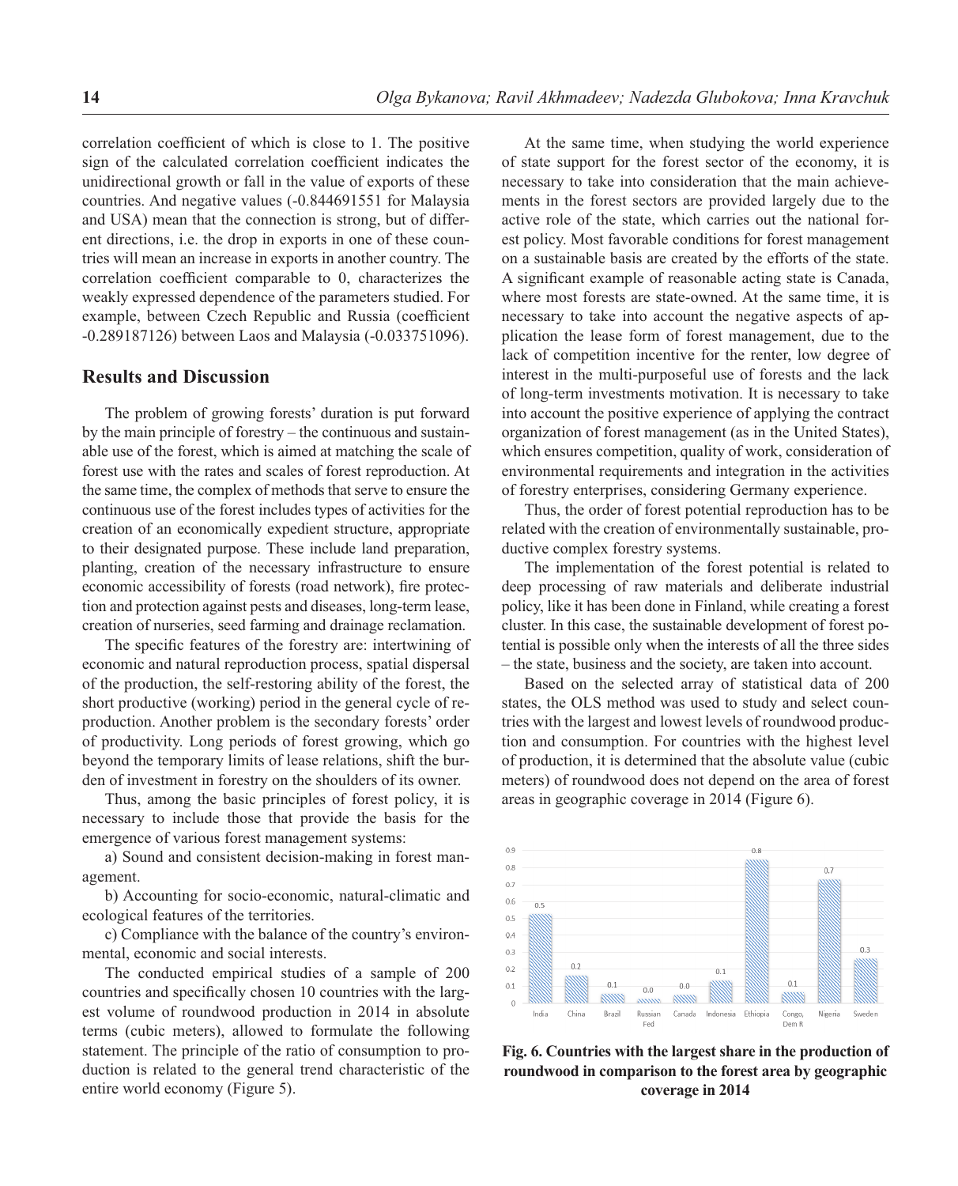correlation coefficient of which is close to 1. The positive sign of the calculated correlation coefficient indicates the unidirectional growth or fall in the value of exports of these countries. And negative values (-0.844691551 for Malaysia and USA) mean that the connection is strong, but of different directions, i.e. the drop in exports in one of these countries will mean an increase in exports in another country. The correlation coefficient comparable to 0, characterizes the weakly expressed dependence of the parameters studied. For example, between Czech Republic and Russia (coefficient -0.289187126) between Laos and Malaysia (-0.033751096).

## Results and Discussion

The problem of growing forests' duration is put forward by the main principle of forestry – the continuous and sustainable use of the forest, which is aimed at matching the scale of forest use with the rates and scales of forest reproduction. At the same time, the complex of methods that serve to ensure the continuous use of the forest includes types of activities for the creation of an economically expedient structure, appropriate to their designated purpose. These include land preparation, planting, creation of the necessary infrastructure to ensure economic accessibility of forests (road network), fire protection and protection against pests and diseases, long-term lease, creation of nurseries, seed farming and drainage reclamation.

The specific features of the forestry are: intertwining of economic and natural reproduction process, spatial dispersal of the production, the self-restoring ability of the forest, the short productive (working) period in the general cycle of reproduction. Another problem is the secondary forests' order of productivity. Long periods of forest growing, which go beyond the temporary limits of lease relations, shift the burden of investment in forestry on the shoulders of its owner.

Thus, among the basic principles of forest policy, it is necessary to include those that provide the basis for the emergence of various forest management systems:

a) Sound and consistent decision-making in forest management.

b) Accounting for socio-economic, natural-climatic and ecological features of the territories.

c) Compliance with the balance of the country's environmental, economic and social interests.

The conducted empirical studies of a sample of 200 countries and specifically chosen 10 countries with the largest volume of roundwood production in 2014 in absolute terms (cubic meters), allowed to formulate the following statement. The principle of the ratio of consumption to production is related to the general trend characteristic of the entire world economy (Figure 5).

At the same time, when studying the world experience of state support for the forest sector of the economy, it is necessary to take into consideration that the main achievements in the forest sectors are provided largely due to the active role of the state, which carries out the national forest policy. Most favorable conditions for forest management on a sustainable basis are created by the efforts of the state. A significant example of reasonable acting state is Canada, where most forests are state-owned. At the same time, it is necessary to take into account the negative aspects of application the lease form of forest management, due to the lack of competition incentive for the renter, low degree of interest in the multi-purposeful use of forests and the lack of long-term investments motivation. It is necessary to take into account the positive experience of applying the contract organization of forest management (as in the United States), which ensures competition, quality of work, consideration of environmental requirements and integration in the activities of forestry enterprises, considering Germany experience.

Thus, the order of forest potential reproduction has to be related with the creation of environmentally sustainable, productive complex forestry systems.

The implementation of the forest potential is related to deep processing of raw materials and deliberate industrial policy, like it has been done in Finland, while creating a forest cluster. In this case, the sustainable development of forest potential is possible only when the interests of all the three sides – the state, business and the society, are taken into account.

Based on the selected array of statistical data of 200 states, the OLS method was used to study and select countries with the largest and lowest levels of roundwood production and consumption. For countries with the highest level of production, it is determined that the absolute value (cubic meters) of roundwood does not depend on the area of forest areas in geographic coverage in 2014 (Figure 6).

| Country | Value |
|---|---|
| India | 0.5 |
| China | 0.2 |
| Brazil | 0.1 |
| Russian Fed | 0.0 |
| Canada | 0.0 |
| Indonesia | 0.1 |
| Ethiopia | 0.8 |
| Congo, Dem R | 0.1 |
| Nigeria | 0.7 |
| Sweden | 0.3 |

**Fig. 6. Countries with the largest share in the production of roundwood in comparison to the forest area by geographic coverage in 2014**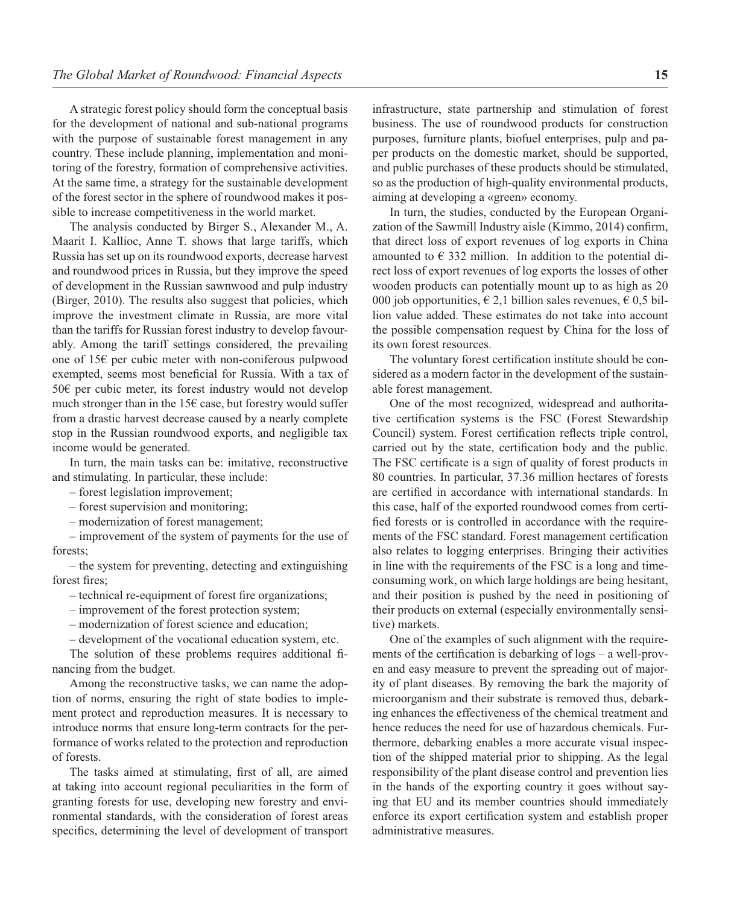A strategic forest policy should form the conceptual basis for the development of national and sub-national programs with the purpose of sustainable forest management in any country. These include planning, implementation and monitoring of the forestry, formation of comprehensive activities. At the same time, a strategy for the sustainable development of the forest sector in the sphere of roundwood makes it possible to increase competitiveness in the world market.

The analysis conducted by Birger S., Alexander M., A. Maarit I. Kallioc, Anne T. shows that large tariffs, which Russia has set up on its roundwood exports, decrease harvest and roundwood prices in Russia, but they improve the speed of development in the Russian sawnwood and pulp industry (Birger, 2010). The results also suggest that policies, which improve the investment climate in Russia, are more vital than the tariffs for Russian forest industry to develop favourably. Among the tariff settings considered, the prevailing one of 15€ per cubic meter with non-coniferous pulpwood exempted, seems most beneficial for Russia. With a tax of 50€ per cubic meter, its forest industry would not develop much stronger than in the 15€ case, but forestry would suffer from a drastic harvest decrease caused by a nearly complete stop in the Russian roundwood exports, and negligible tax income would be generated.

In turn, the main tasks can be: imitative, reconstructive and stimulating. In particular, these include:

– forest legislation improvement;

– forest supervision and monitoring;

– modernization of forest management;

– improvement of the system of payments for the use of forests;

– the system for preventing, detecting and extinguishing forest fires;

– technical re-equipment of forest fire organizations;

– improvement of the forest protection system;

– modernization of forest science and education;

– development of the vocational education system, etc.

The solution of these problems requires additional financing from the budget.

Among the reconstructive tasks, we can name the adoption of norms, ensuring the right of state bodies to implement protect and reproduction measures. It is necessary to introduce norms that ensure long-term contracts for the performance of works related to the protection and reproduction of forests.

The tasks aimed at stimulating, first of all, are aimed at taking into account regional peculiarities in the form of granting forests for use, developing new forestry and environmental standards, with the consideration of forest areas specifics, determining the level of development of transport infrastructure, state partnership and stimulation of forest business. The use of roundwood products for construction purposes, furniture plants, biofuel enterprises, pulp and paper products on the domestic market, should be supported, and public purchases of these products should be stimulated, so as the production of high-quality environmental products, aiming at developing a «green» economy.

In turn, the studies, conducted by the European Organization of the Sawmill Industry aisle (Kimmo, 2014) confirm, that direct loss of export revenues of log exports in China amounted to € 332 million. In addition to the potential direct loss of export revenues of log exports the losses of other wooden products can potentially mount up to as high as 20 000 job opportunities, € 2,1 billion sales revenues, € 0,5 billion value added. These estimates do not take into account the possible compensation request by China for the loss of its own forest resources.

The voluntary forest certification institute should be considered as a modern factor in the development of the sustainable forest management.

One of the most recognized, widespread and authoritative certification systems is the FSC (Forest Stewardship Council) system. Forest certification reflects triple control, carried out by the state, certification body and the public. The FSC certificate is a sign of quality of forest products in 80 countries. In particular, 37.36 million hectares of forests are certified in accordance with international standards. In this case, half of the exported roundwood comes from certified forests or is controlled in accordance with the requirements of the FSC standard. Forest management certification also relates to logging enterprises. Bringing their activities in line with the requirements of the FSC is a long and time-consuming work, on which large holdings are being hesitant, and their position is pushed by the need in positioning of their products on external (especially environmentally sensitive) markets.

One of the examples of such alignment with the requirements of the certification is debarking of logs – a well-proven and easy measure to prevent the spreading out of majority of plant diseases. By removing the bark the majority of microorganism and their substrate is removed thus, debarking enhances the effectiveness of the chemical treatment and hence reduces the need for use of hazardous chemicals. Furthermore, debarking enables a more accurate visual inspection of the shipped material prior to shipping. As the legal responsibility of the plant disease control and prevention lies in the hands of the exporting country it goes without saying that EU and its member countries should immediately enforce its export certification system and establish proper administrative measures.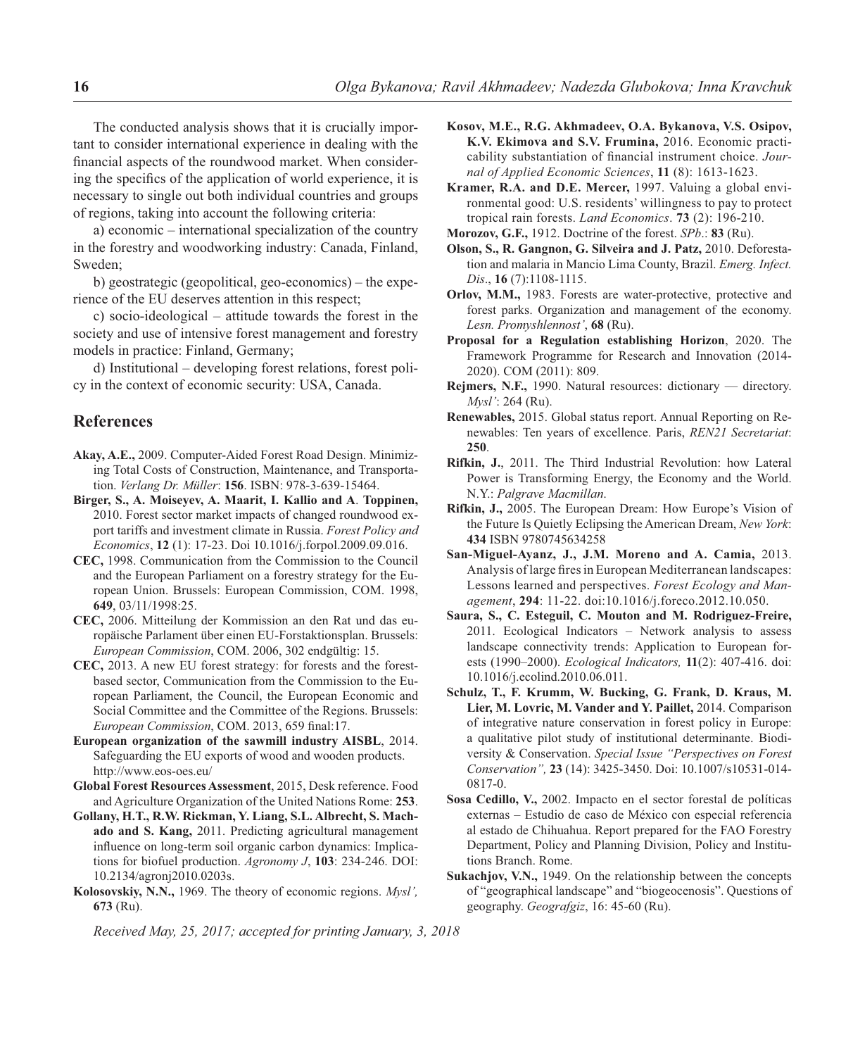The conducted analysis shows that it is crucially important to consider international experience in dealing with the financial aspects of the roundwood market. When considering the specifics of the application of world experience, it is necessary to single out both individual countries and groups of regions, taking into account the following criteria:

a) economic – international specialization of the country in the forestry and woodworking industry: Canada, Finland, Sweden;

b) geostrategic (geopolitical, geo-economics) – the experience of the EU deserves attention in this respect;

c) socio-ideological – attitude towards the forest in the society and use of intensive forest management and forestry models in practice: Finland, Germany;

d) Institutional – developing forest relations, forest policy in the context of economic security: USA, Canada.

## References

**Akay, A.E.,** 2009. Computer-Aided Forest Road Design. Minimizing Total Costs of Construction, Maintenance, and Transportation. *Verlang Dr. Müller*: **156**. ISBN: 978-3-639-15464.

**Birger, S., A. Moiseyev, A. Maarit, I. Kallio and A. Toppinen,** 2010. Forest sector market impacts of changed roundwood export tariffs and investment climate in Russia. *Forest Policy and Economics*, **12** (1): 17-23. Doi 10.1016/j.forpol.2009.09.016.

**CEC,** 1998. Communication from the Commission to the Council and the European Parliament on a forestry strategy for the European Union. Brussels: European Commission, COM. 1998, **649**, 03/11/1998:25.

**CEC,** 2006. Mitteilung der Kommission an den Rat und das europäische Parlament über einen EU-Forstaktionsplan. Brussels: *European Commission*, COM. 2006, 302 endgültig: 15.

**CEC,** 2013. A new EU forest strategy: for forests and the forest-based sector, Communication from the Commission to the European Parliament, the Council, the European Economic and Social Committee and the Committee of the Regions. Brussels: *European Commission*, COM. 2013, 659 final:17.

**European organization of the sawmill industry AISBL**, 2014. Safeguarding the EU exports of wood and wooden products. http://www.eos-oes.eu/

**Global Forest Resources Assessment**, 2015, Desk reference. Food and Agriculture Organization of the United Nations Rome: **253**.

**Gollany, H.T., R.W. Rickman, Y. Liang, S.L. Albrecht, S. Machado and S. Kang,** 2011. Predicting agricultural management influence on long-term soil organic carbon dynamics: Implications for biofuel production. *Agronomy J*, **103**: 234-246. DOI: 10.2134/agronj2010.0203s.

**Kolosovskiy, N.N.,** 1969. The theory of economic regions. *Mysl'*, **673** (Ru).

**Kosov, M.E., R.G. Akhmadeev, O.A. Bykanova, V.S. Osipov, K.V. Ekimova and S.V. Frumina,** 2016. Economic practicability substantiation of financial instrument choice. *Journal of Applied Economic Sciences*, **11** (8): 1613-1623.

**Kramer, R.A. and D.E. Mercer,** 1997. Valuing a global environmental good: U.S. residents' willingness to pay to protect tropical rain forests. *Land Economics*. **73** (2): 196-210.

**Morozov, G.F.,** 1912. Doctrine of the forest. *SPb*.: **83** (Ru).

**Olson, S., R. Gangnon, G. Silveira and J. Patz,** 2010. Deforestation and malaria in Mancio Lima County, Brazil. *Emerg. Infect. Dis*., **16** (7):1108-1115.

**Orlov, M.M.,** 1983. Forests are water-protective, protective and forest parks. Organization and management of the economy. *Lesn. Promyshlennost'*, **68** (Ru).

**Proposal for a Regulation establishing Horizon**, 2020. The Framework Programme for Research and Innovation (2014-2020). COM (2011): 809.

**Rejmers, N.F.,** 1990. Natural resources: dictionary — directory. *Mysl'*: 264 (Ru).

**Renewables,** 2015. Global status report. Annual Reporting on Renewables: Ten years of excellence. Paris, *REN21 Secretariat*: **250**.

**Rifkin, J**., 2011. The Third Industrial Revolution: how Lateral Power is Transforming Energy, the Economy and the World. N.Y.: *Palgrave Macmillan*.

**Rifkin, J.,** 2005. The European Dream: How Europe's Vision of the Future Is Quietly Eclipsing the American Dream, *New York*: **434** ISBN 9780745634258

**San-Miguel-Ayanz, J., J.M. Moreno and A. Camia,** 2013. Analysis of large fires in European Mediterranean landscapes: Lessons learned and perspectives. *Forest Ecology and Management*, **294**: 11-22. doi:10.1016/j.foreco.2012.10.050.

**Saura, S., C. Esteguil, C. Mouton and M. Rodriguez-Freire,** 2011. Ecological Indicators – Network analysis to assess landscape connectivity trends: Application to European forests (1990–2000). *Ecological Indicators,* **11**(2): 407-416. doi: 10.1016/j.ecolind.2010.06.011.

**Schulz, T., F. Krumm, W. Bucking, G. Frank, D. Kraus, M. Lier, M. Lovric, M. Vander and Y. Paillet,** 2014. Comparison of integrative nature conservation in forest policy in Europe: a qualitative pilot study of institutional determinante. Biodiversity & Conservation. *Special Issue "Perspectives on Forest Conservation",* **23** (14): 3425-3450. Doi: 10.1007/s10531-014-0817-0.

**Sosa Cedillo, V.,** 2002. Impacto en el sector forestal de políticas externas – Estudio de caso de México con especial referencia al estado de Chihuahua. Report prepared for the FAO Forestry Department, Policy and Planning Division, Policy and Institutions Branch. Rome.

**Sukachjov, V.N.,** 1949. On the relationship between the concepts of "geographical landscape" and "biogeocenosis". Questions of geography. *Geografgiz*, 16: 45-60 (Ru).

*Received May, 25, 2017; accepted for printing January, 3, 2018*